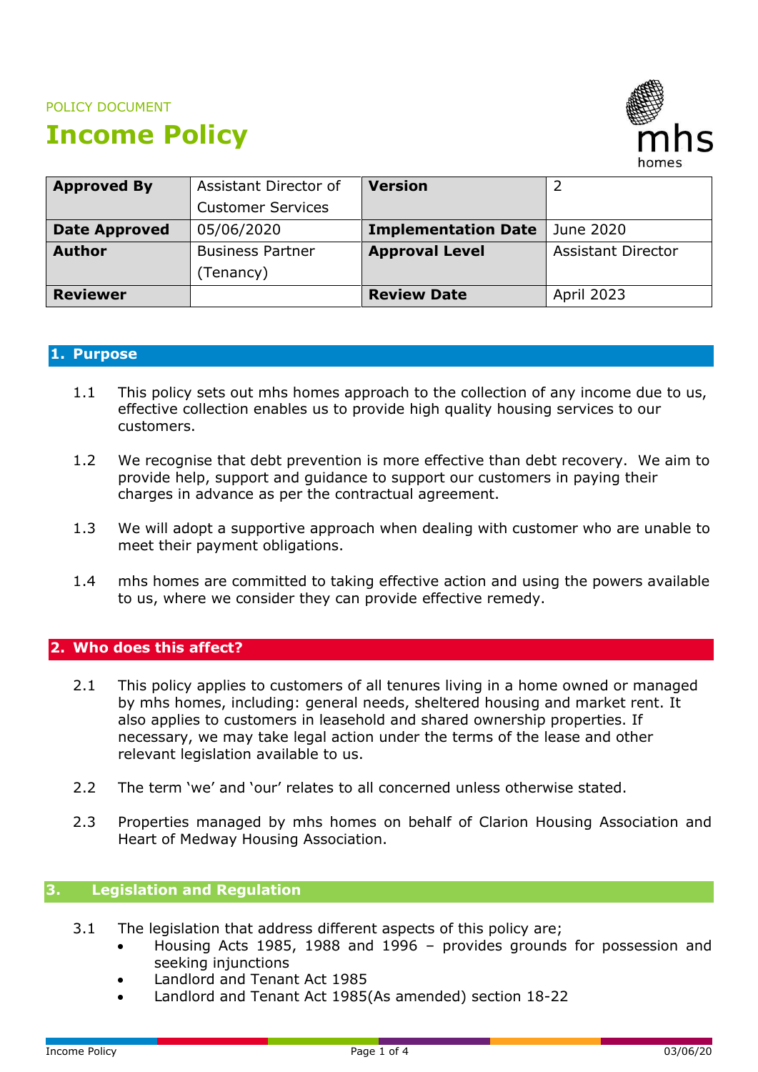POLICY DOCUMENT

# Income Policy

| **Approved By** | Assistant Director of Customer Services | **Version** | 2 |
|---|---|---|---|
| **Date Approved** | 05/06/2020 | **Implementation Date** | June 2020 |
| **Author** | Business Partner (Tenancy) | **Approval Level** | Assistant Director |
| **Reviewer** | | **Review Date** | April 2023 |

## 1. Purpose

1.1 This policy sets out mhs homes approach to the collection of any income due to us, effective collection enables us to provide high quality housing services to our customers.

1.2 We recognise that debt prevention is more effective than debt recovery. We aim to provide help, support and guidance to support our customers in paying their charges in advance as per the contractual agreement.

1.3 We will adopt a supportive approach when dealing with customer who are unable to meet their payment obligations.

1.4 mhs homes are committed to taking effective action and using the powers available to us, where we consider they can provide effective remedy.

## 2. Who does this affect?

2.1 This policy applies to customers of all tenures living in a home owned or managed by mhs homes, including: general needs, sheltered housing and market rent. It also applies to customers in leasehold and shared ownership properties. If necessary, we may take legal action under the terms of the lease and other relevant legislation available to us.

2.2 The term 'we' and 'our' relates to all concerned unless otherwise stated.

2.3 Properties managed by mhs homes on behalf of Clarion Housing Association and Heart of Medway Housing Association.

## 3. Legislation and Regulation

3.1 The legislation that address different aspects of this policy are;

- Housing Acts 1985, 1988 and 1996 – provides grounds for possession and seeking injunctions
- Landlord and Tenant Act 1985
- Landlord and Tenant Act 1985(As amended) section 18-22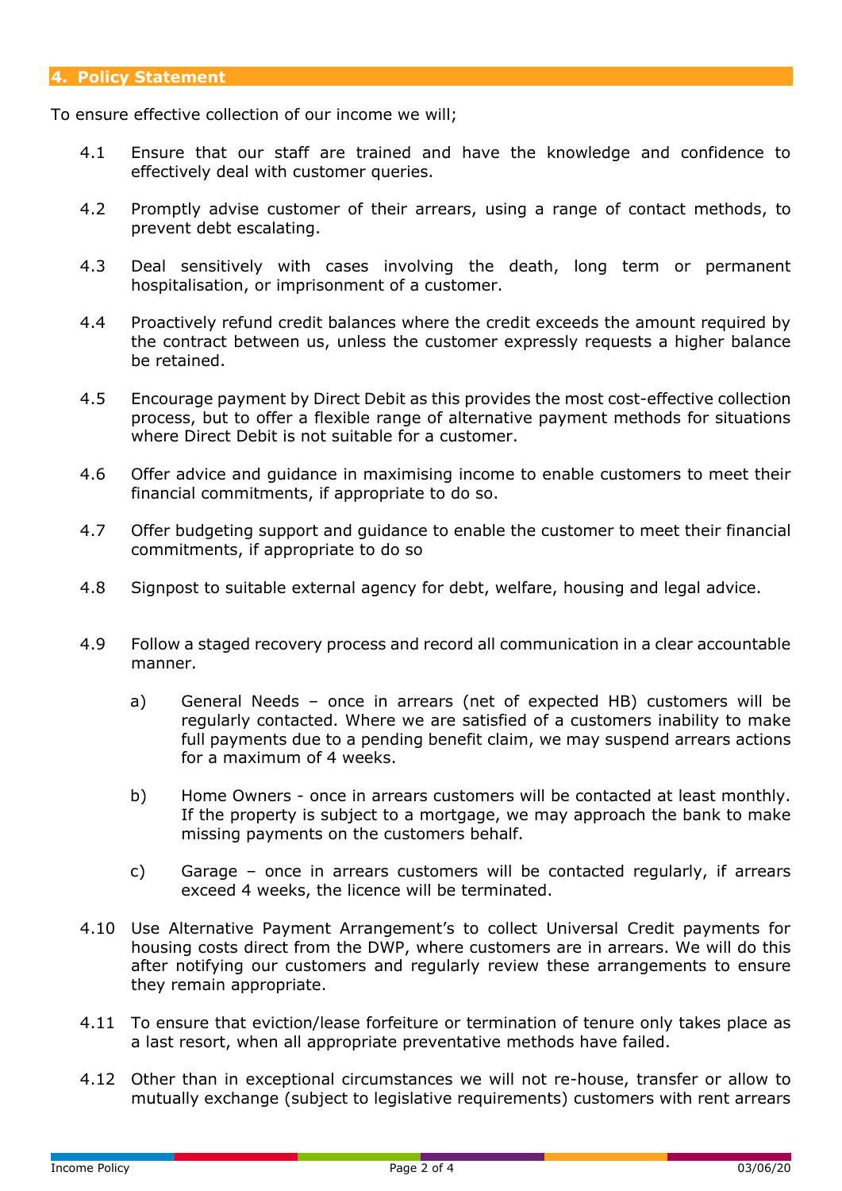## 4. Policy Statement

To ensure effective collection of our income we will;

4.1 Ensure that our staff are trained and have the knowledge and confidence to effectively deal with customer queries.

4.2 Promptly advise customer of their arrears, using a range of contact methods, to prevent debt escalating.

4.3 Deal sensitively with cases involving the death, long term or permanent hospitalisation, or imprisonment of a customer.

4.4 Proactively refund credit balances where the credit exceeds the amount required by the contract between us, unless the customer expressly requests a higher balance be retained.

4.5 Encourage payment by Direct Debit as this provides the most cost-effective collection process, but to offer a flexible range of alternative payment methods for situations where Direct Debit is not suitable for a customer.

4.6 Offer advice and guidance in maximising income to enable customers to meet their financial commitments, if appropriate to do so.

4.7 Offer budgeting support and guidance to enable the customer to meet their financial commitments, if appropriate to do so

4.8 Signpost to suitable external agency for debt, welfare, housing and legal advice.

4.9 Follow a staged recovery process and record all communication in a clear accountable manner.

a) General Needs – once in arrears (net of expected HB) customers will be regularly contacted. Where we are satisfied of a customers inability to make full payments due to a pending benefit claim, we may suspend arrears actions for a maximum of 4 weeks.

b) Home Owners - once in arrears customers will be contacted at least monthly. If the property is subject to a mortgage, we may approach the bank to make missing payments on the customers behalf.

c) Garage – once in arrears customers will be contacted regularly, if arrears exceed 4 weeks, the licence will be terminated.

4.10 Use Alternative Payment Arrangement's to collect Universal Credit payments for housing costs direct from the DWP, where customers are in arrears. We will do this after notifying our customers and regularly review these arrangements to ensure they remain appropriate.

4.11 To ensure that eviction/lease forfeiture or termination of tenure only takes place as a last resort, when all appropriate preventative methods have failed.

4.12 Other than in exceptional circumstances we will not re-house, transfer or allow to mutually exchange (subject to legislative requirements) customers with rent arrears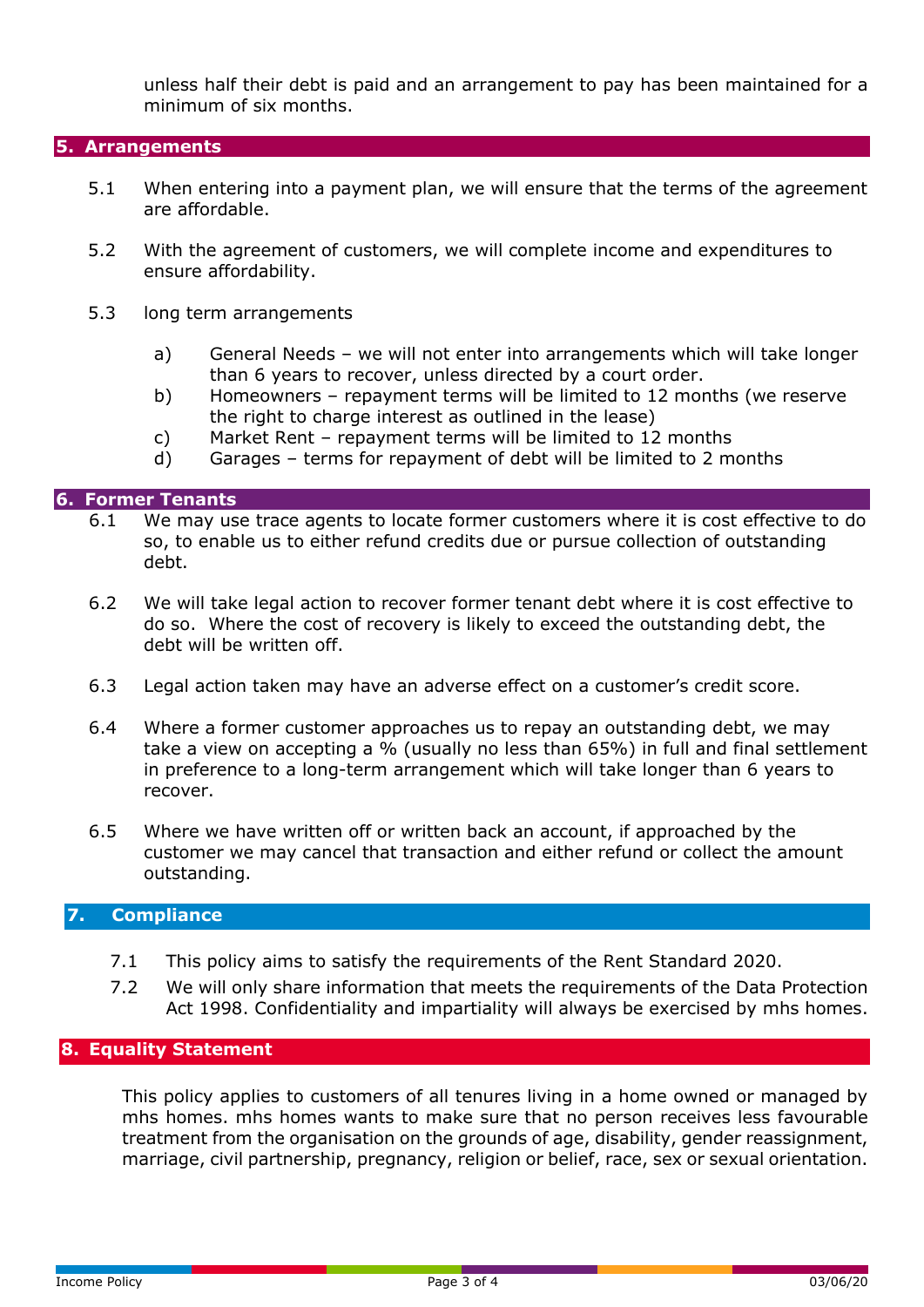unless half their debt is paid and an arrangement to pay has been maintained for a minimum of six months.

## 5. Arrangements

5.1 When entering into a payment plan, we will ensure that the terms of the agreement are affordable.

5.2 With the agreement of customers, we will complete income and expenditures to ensure affordability.

5.3 long term arrangements

a) General Needs – we will not enter into arrangements which will take longer than 6 years to recover, unless directed by a court order.
b) Homeowners – repayment terms will be limited to 12 months (we reserve the right to charge interest as outlined in the lease)
c) Market Rent – repayment terms will be limited to 12 months
d) Garages – terms for repayment of debt will be limited to 2 months

## 6. Former Tenants

6.1 We may use trace agents to locate former customers where it is cost effective to do so, to enable us to either refund credits due or pursue collection of outstanding debt.

6.2 We will take legal action to recover former tenant debt where it is cost effective to do so. Where the cost of recovery is likely to exceed the outstanding debt, the debt will be written off.

6.3 Legal action taken may have an adverse effect on a customer's credit score.

6.4 Where a former customer approaches us to repay an outstanding debt, we may take a view on accepting a % (usually no less than 65%) in full and final settlement in preference to a long-term arrangement which will take longer than 6 years to recover.

6.5 Where we have written off or written back an account, if approached by the customer we may cancel that transaction and either refund or collect the amount outstanding.

## 7. Compliance

7.1 This policy aims to satisfy the requirements of the Rent Standard 2020.

7.2 We will only share information that meets the requirements of the Data Protection Act 1998. Confidentiality and impartiality will always be exercised by mhs homes.

## 8. Equality Statement

This policy applies to customers of all tenures living in a home owned or managed by mhs homes. mhs homes wants to make sure that no person receives less favourable treatment from the organisation on the grounds of age, disability, gender reassignment, marriage, civil partnership, pregnancy, religion or belief, race, sex or sexual orientation.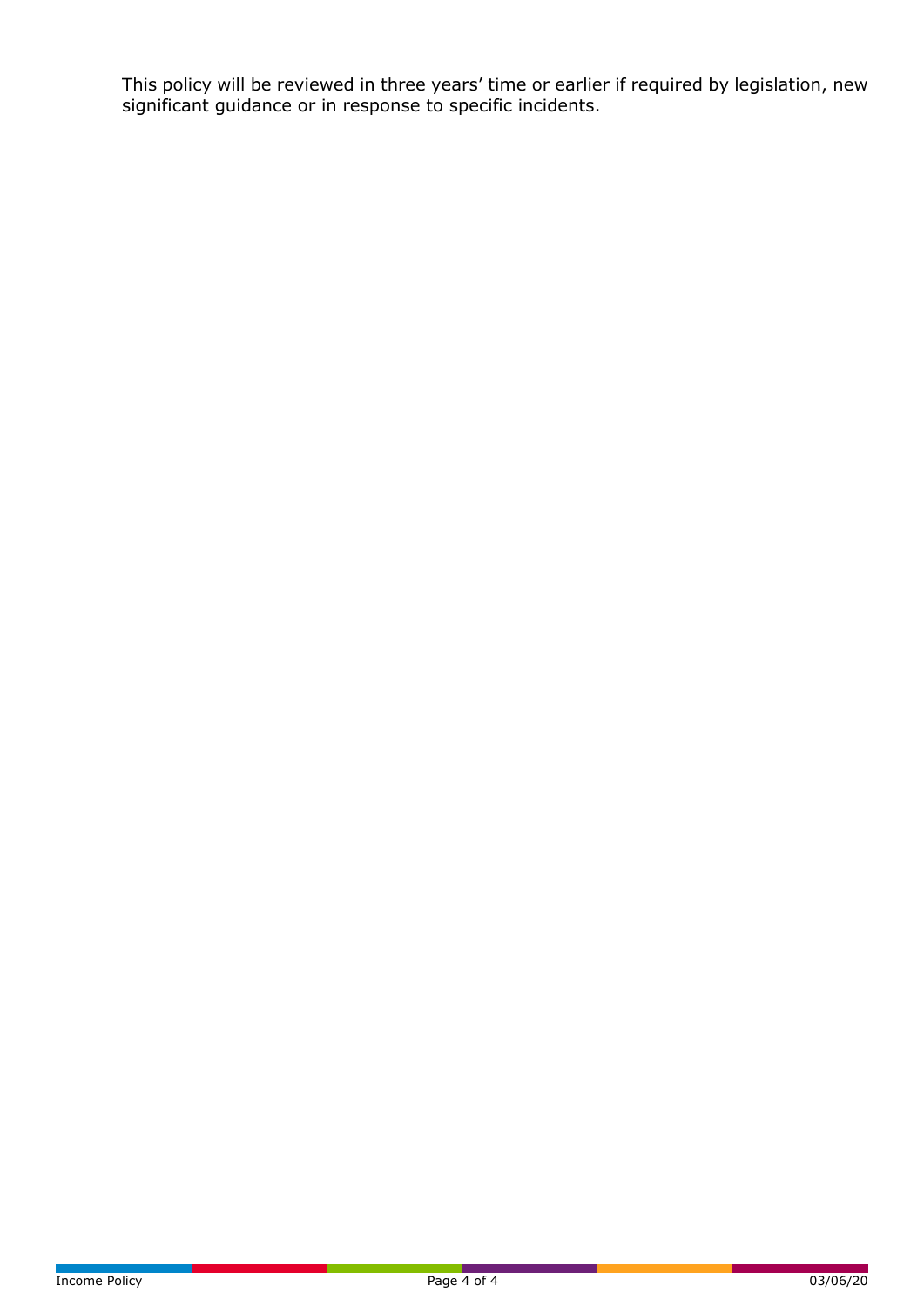This policy will be reviewed in three years' time or earlier if required by legislation, new significant guidance or in response to specific incidents.